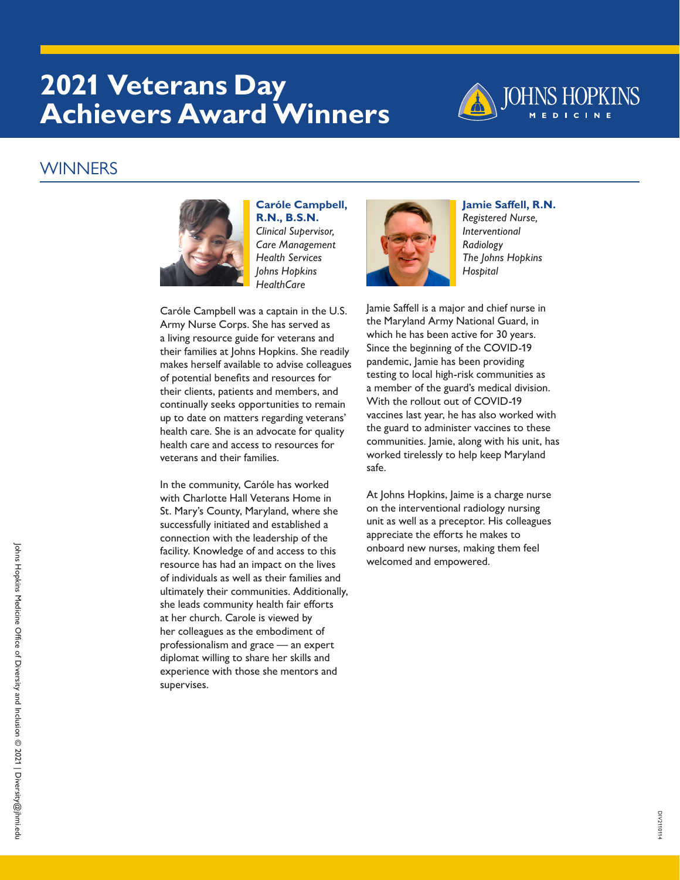# 2021 Veterans Day Achievers Award Winners

## WINNERS

**Caróle Campbell, R.N., B.S.N.**
*Clinical Supervisor, Care Management Health Services*
*Johns Hopkins HealthCare*

Caróle Campbell was a captain in the U.S. Army Nurse Corps. She has served as a living resource guide for veterans and their families at Johns Hopkins. She readily makes herself available to advise colleagues of potential benefits and resources for their clients, patients and members, and continually seeks opportunities to remain up to date on matters regarding veterans' health care. She is an advocate for quality health care and access to resources for veterans and their families.

In the community, Caróle has worked with Charlotte Hall Veterans Home in St. Mary's County, Maryland, where she successfully initiated and established a connection with the leadership of the facility. Knowledge of and access to this resource has had an impact on the lives of individuals as well as their families and ultimately their communities. Additionally, she leads community health fair efforts at her church. Carole is viewed by her colleagues as the embodiment of professionalism and grace — an expert diplomat willing to share her skills and experience with those she mentors and supervises.

**Jamie Saffell, R.N.**
*Registered Nurse, Interventional Radiology*
*The Johns Hopkins Hospital*

Jamie Saffell is a major and chief nurse in the Maryland Army National Guard, in which he has been active for 30 years. Since the beginning of the COVID-19 pandemic, Jamie has been providing testing to local high-risk communities as a member of the guard's medical division. With the rollout out of COVID-19 vaccines last year, he has also worked with the guard to administer vaccines to these communities. Jamie, along with his unit, has worked tirelessly to help keep Maryland safe.

At Johns Hopkins, Jaime is a charge nurse on the interventional radiology nursing unit as well as a preceptor. His colleagues appreciate the efforts he makes to onboard new nurses, making them feel welcomed and empowered.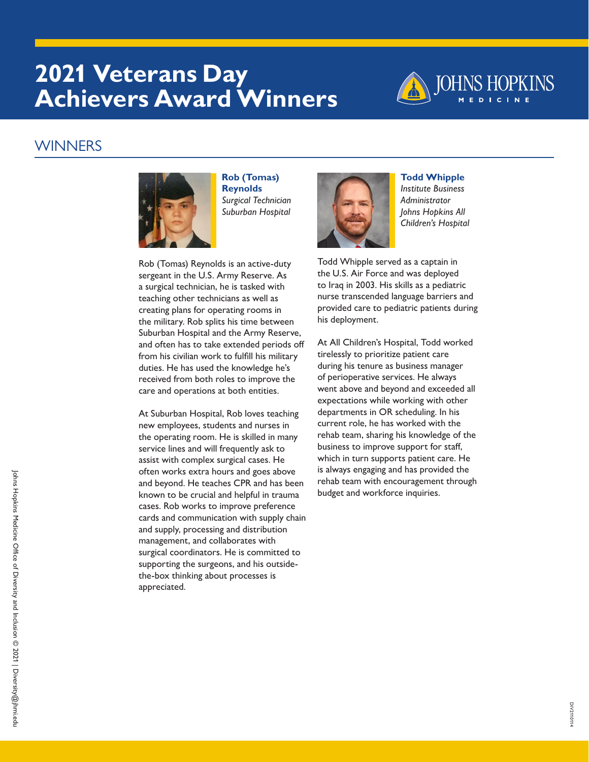# 2021 Veterans Day Achievers Award Winners

## WINNERS

**Rob (Tomas) Reynolds**
*Surgical Technician*
*Suburban Hospital*

Rob (Tomas) Reynolds is an active-duty sergeant in the U.S. Army Reserve. As a surgical technician, he is tasked with teaching other technicians as well as creating plans for operating rooms in the military. Rob splits his time between Suburban Hospital and the Army Reserve, and often has to take extended periods off from his civilian work to fulfill his military duties. He has used the knowledge he's received from both roles to improve the care and operations at both entities.

At Suburban Hospital, Rob loves teaching new employees, students and nurses in the operating room. He is skilled in many service lines and will frequently ask to assist with complex surgical cases. He often works extra hours and goes above and beyond. He teaches CPR and has been known to be crucial and helpful in trauma cases. Rob works to improve preference cards and communication with supply chain and supply, processing and distribution management, and collaborates with surgical coordinators. He is committed to supporting the surgeons, and his outside-the-box thinking about processes is appreciated.

**Todd Whipple**
*Institute Business Administrator*
*Johns Hopkins All Children's Hospital*

Todd Whipple served as a captain in the U.S. Air Force and was deployed to Iraq in 2003. His skills as a pediatric nurse transcended language barriers and provided care to pediatric patients during his deployment.

At All Children's Hospital, Todd worked tirelessly to prioritize patient care during his tenure as business manager of perioperative services. He always went above and beyond and exceeded all expectations while working with other departments in OR scheduling. In his current role, he has worked with the rehab team, sharing his knowledge of the business to improve support for staff, which in turn supports patient care. He is always engaging and has provided the rehab team with encouragement through budget and workforce inquiries.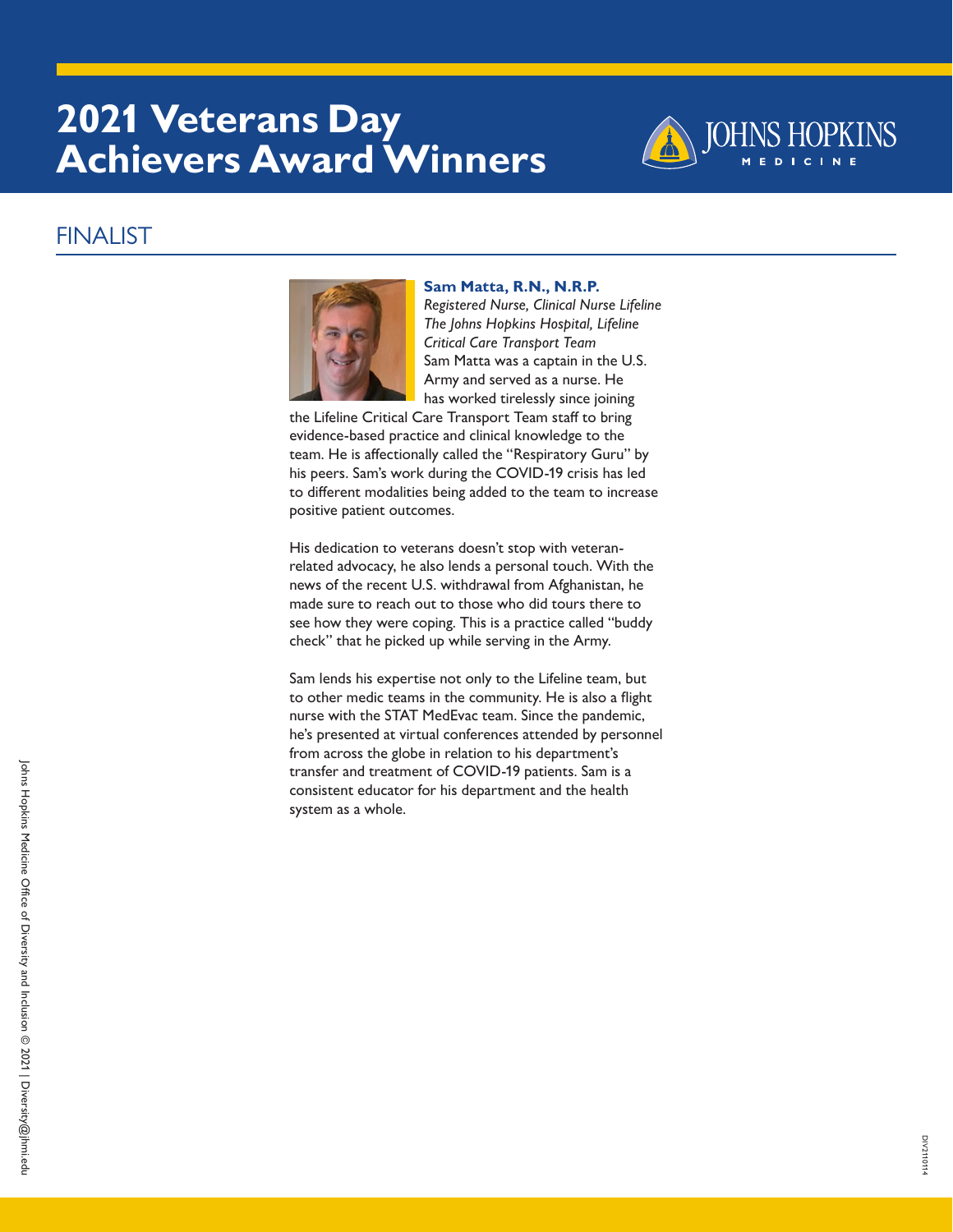# 2021 Veterans Day Achievers Award Winners

## FINALIST

**Sam Matta, R.N., N.R.P.**
*Registered Nurse, Clinical Nurse Lifeline*
*The Johns Hopkins Hospital, Lifeline Critical Care Transport Team*

Sam Matta was a captain in the U.S. Army and served as a nurse. He has worked tirelessly since joining the Lifeline Critical Care Transport Team staff to bring evidence-based practice and clinical knowledge to the team. He is affectionately called the "Respiratory Guru" by his peers. Sam's work during the COVID-19 crisis has led to different modalities being added to the team to increase positive patient outcomes.

His dedication to veterans doesn't stop with veteran-related advocacy, he also lends a personal touch. With the news of the recent U.S. withdrawal from Afghanistan, he made sure to reach out to those who did tours there to see how they were coping. This is a practice called "buddy check" that he picked up while serving in the Army.

Sam lends his expertise not only to the Lifeline team, but to other medic teams in the community. He is also a flight nurse with the STAT MedEvac team. Since the pandemic, he's presented at virtual conferences attended by personnel from across the globe in relation to his department's transfer and treatment of COVID-19 patients. Sam is a consistent educator for his department and the health system as a whole.

Johns Hopkins Medicine Office of Diversity and Inclusion © 2021 | Diversity@jhmi.edu

DIV2110114